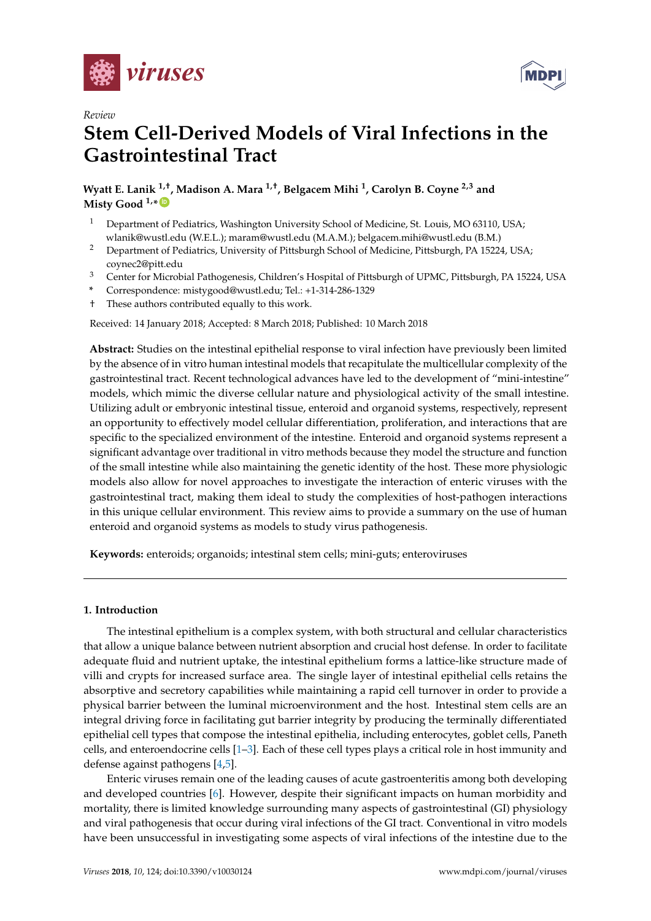*Review*

# Stem Cell-Derived Models of Viral Infections in the Gastrointestinal Tract

**Wyatt E. Lanik [1,†], Madison A. Mara [1,†], Belgacem Mihi [1], Carolyn B. Coyne [2,3] and Misty Good [1,*]**

[1] Department of Pediatrics, Washington University School of Medicine, St. Louis, MO 63110, USA; wlanik@wustl.edu (W.E.L.); maram@wustl.edu (M.A.M.); belgacem.mihi@wustl.edu (B.M.)

[2] Department of Pediatrics, University of Pittsburgh School of Medicine, Pittsburgh, PA 15224, USA; coynec2@pitt.edu

[3] Center for Microbial Pathogenesis, Children's Hospital of Pittsburgh of UPMC, Pittsburgh, PA 15224, USA

\* Correspondence: mistygood@wustl.edu; Tel.: +1-314-286-1329

† These authors contributed equally to this work.

Received: 14 January 2018; Accepted: 8 March 2018; Published: 10 March 2018

**Abstract:** Studies on the intestinal epithelial response to viral infection have previously been limited by the absence of in vitro human intestinal models that recapitulate the multicellular complexity of the gastrointestinal tract. Recent technological advances have led to the development of "mini-intestine" models, which mimic the diverse cellular nature and physiological activity of the small intestine. Utilizing adult or embryonic intestinal tissue, enteroid and organoid systems, respectively, represent an opportunity to effectively model cellular differentiation, proliferation, and interactions that are specific to the specialized environment of the intestine. Enteroid and organoid systems represent a significant advantage over traditional in vitro methods because they model the structure and function of the small intestine while also maintaining the genetic identity of the host. These more physiologic models also allow for novel approaches to investigate the interaction of enteric viruses with the gastrointestinal tract, making them ideal to study the complexities of host-pathogen interactions in this unique cellular environment. This review aims to provide a summary on the use of human enteroid and organoid systems as models to study virus pathogenesis.

**Keywords:** enteroids; organoids; intestinal stem cells; mini-guts; enteroviruses

## 1. Introduction

The intestinal epithelium is a complex system, with both structural and cellular characteristics that allow a unique balance between nutrient absorption and crucial host defense. In order to facilitate adequate fluid and nutrient uptake, the intestinal epithelium forms a lattice-like structure made of villi and crypts for increased surface area. The single layer of intestinal epithelial cells retains the absorptive and secretory capabilities while maintaining a rapid cell turnover in order to provide a physical barrier between the luminal microenvironment and the host. Intestinal stem cells are an integral driving force in facilitating gut barrier integrity by producing the terminally differentiated epithelial cell types that compose the intestinal epithelia, including enterocytes, goblet cells, Paneth cells, and enteroendocrine cells [1–3]. Each of these cell types plays a critical role in host immunity and defense against pathogens [4,5].

Enteric viruses remain one of the leading causes of acute gastroenteritis among both developing and developed countries [6]. However, despite their significant impacts on human morbidity and mortality, there is limited knowledge surrounding many aspects of gastrointestinal (GI) physiology and viral pathogenesis that occur during viral infections of the GI tract. Conventional in vitro models have been unsuccessful in investigating some aspects of viral infections of the intestine due to the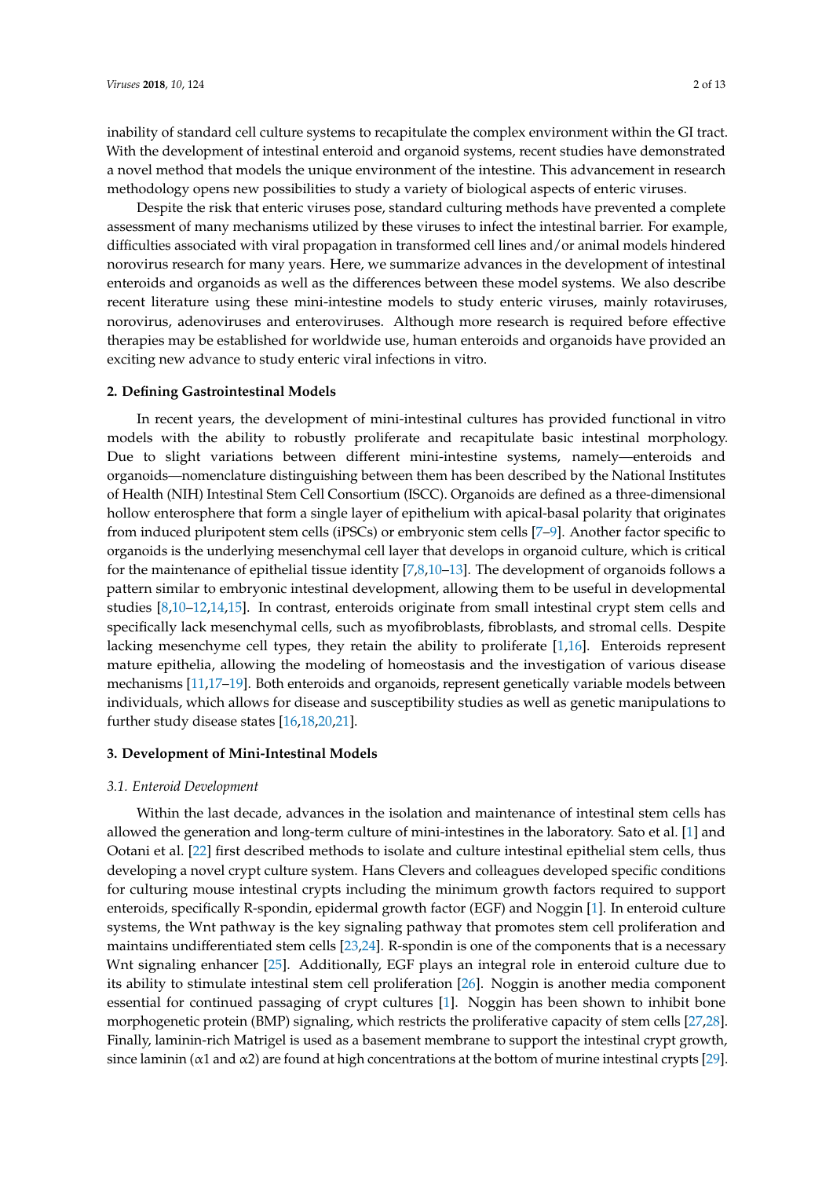inability of standard cell culture systems to recapitulate the complex environment within the GI tract. With the development of intestinal enteroid and organoid systems, recent studies have demonstrated a novel method that models the unique environment of the intestine. This advancement in research methodology opens new possibilities to study a variety of biological aspects of enteric viruses.

Despite the risk that enteric viruses pose, standard culturing methods have prevented a complete assessment of many mechanisms utilized by these viruses to infect the intestinal barrier. For example, difficulties associated with viral propagation in transformed cell lines and/or animal models hindered norovirus research for many years. Here, we summarize advances in the development of intestinal enteroids and organoids as well as the differences between these model systems. We also describe recent literature using these mini-intestine models to study enteric viruses, mainly rotaviruses, norovirus, adenoviruses and enteroviruses. Although more research is required before effective therapies may be established for worldwide use, human enteroids and organoids have provided an exciting new advance to study enteric viral infections in vitro.

## 2. Defining Gastrointestinal Models

In recent years, the development of mini-intestinal cultures has provided functional in vitro models with the ability to robustly proliferate and recapitulate basic intestinal morphology. Due to slight variations between different mini-intestine systems, namely—enteroids and organoids—nomenclature distinguishing between them has been described by the National Institutes of Health (NIH) Intestinal Stem Cell Consortium (ISCC). Organoids are defined as a three-dimensional hollow enterosphere that form a single layer of epithelium with apical-basal polarity that originates from induced pluripotent stem cells (iPSCs) or embryonic stem cells [7–9]. Another factor specific to organoids is the underlying mesenchymal cell layer that develops in organoid culture, which is critical for the maintenance of epithelial tissue identity [7,8,10–13]. The development of organoids follows a pattern similar to embryonic intestinal development, allowing them to be useful in developmental studies [8,10–12,14,15]. In contrast, enteroids originate from small intestinal crypt stem cells and specifically lack mesenchymal cells, such as myofibroblasts, fibroblasts, and stromal cells. Despite lacking mesenchyme cell types, they retain the ability to proliferate [1,16]. Enteroids represent mature epithelia, allowing the modeling of homeostasis and the investigation of various disease mechanisms [11,17–19]. Both enteroids and organoids, represent genetically variable models between individuals, which allows for disease and susceptibility studies as well as genetic manipulations to further study disease states [16,18,20,21].

## 3. Development of Mini-Intestinal Models

### 3.1. Enteroid Development

Within the last decade, advances in the isolation and maintenance of intestinal stem cells has allowed the generation and long-term culture of mini-intestines in the laboratory. Sato et al. [1] and Ootani et al. [22] first described methods to isolate and culture intestinal epithelial stem cells, thus developing a novel crypt culture system. Hans Clevers and colleagues developed specific conditions for culturing mouse intestinal crypts including the minimum growth factors required to support enteroids, specifically R-spondin, epidermal growth factor (EGF) and Noggin [1]. In enteroid culture systems, the Wnt pathway is the key signaling pathway that promotes stem cell proliferation and maintains undifferentiated stem cells [23,24]. R-spondin is one of the components that is a necessary Wnt signaling enhancer [25]. Additionally, EGF plays an integral role in enteroid culture due to its ability to stimulate intestinal stem cell proliferation [26]. Noggin is another media component essential for continued passaging of crypt cultures [1]. Noggin has been shown to inhibit bone morphogenetic protein (BMP) signaling, which restricts the proliferative capacity of stem cells [27,28]. Finally, laminin-rich Matrigel is used as a basement membrane to support the intestinal crypt growth, since laminin ($\alpha$1 and $\alpha$2) are found at high concentrations at the bottom of murine intestinal crypts [29].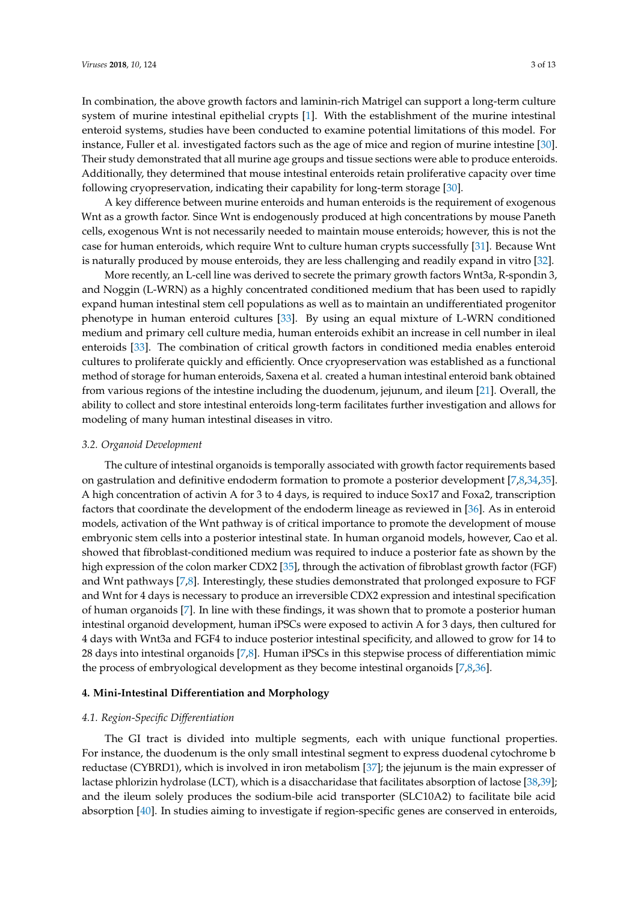In combination, the above growth factors and laminin-rich Matrigel can support a long-term culture system of murine intestinal epithelial crypts [1]. With the establishment of the murine intestinal enteroid systems, studies have been conducted to examine potential limitations of this model. For instance, Fuller et al. investigated factors such as the age of mice and region of murine intestine [30]. Their study demonstrated that all murine age groups and tissue sections were able to produce enteroids. Additionally, they determined that mouse intestinal enteroids retain proliferative capacity over time following cryopreservation, indicating their capability for long-term storage [30].

A key difference between murine enteroids and human enteroids is the requirement of exogenous Wnt as a growth factor. Since Wnt is endogenously produced at high concentrations by mouse Paneth cells, exogenous Wnt is not necessarily needed to maintain mouse enteroids; however, this is not the case for human enteroids, which require Wnt to culture human crypts successfully [31]. Because Wnt is naturally produced by mouse enteroids, they are less challenging and readily expand in vitro [32].

More recently, an L-cell line was derived to secrete the primary growth factors Wnt3a, R-spondin 3, and Noggin (L-WRN) as a highly concentrated conditioned medium that has been used to rapidly expand human intestinal stem cell populations as well as to maintain an undifferentiated progenitor phenotype in human enteroid cultures [33]. By using an equal mixture of L-WRN conditioned medium and primary cell culture media, human enteroids exhibit an increase in cell number in ileal enteroids [33]. The combination of critical growth factors in conditioned media enables enteroid cultures to proliferate quickly and efficiently. Once cryopreservation was established as a functional method of storage for human enteroids, Saxena et al. created a human intestinal enteroid bank obtained from various regions of the intestine including the duodenum, jejunum, and ileum [21]. Overall, the ability to collect and store intestinal enteroids long-term facilitates further investigation and allows for modeling of many human intestinal diseases in vitro.

### *3.2. Organoid Development*

The culture of intestinal organoids is temporally associated with growth factor requirements based on gastrulation and definitive endoderm formation to promote a posterior development [7,8,34,35]. A high concentration of activin A for 3 to 4 days, is required to induce Sox17 and Foxa2, transcription factors that coordinate the development of the endoderm lineage as reviewed in [36]. As in enteroid models, activation of the Wnt pathway is of critical importance to promote the development of mouse embryonic stem cells into a posterior intestinal state. In human organoid models, however, Cao et al. showed that fibroblast-conditioned medium was required to induce a posterior fate as shown by the high expression of the colon marker CDX2 [35], through the activation of fibroblast growth factor (FGF) and Wnt pathways [7,8]. Interestingly, these studies demonstrated that prolonged exposure to FGF and Wnt for 4 days is necessary to produce an irreversible CDX2 expression and intestinal specification of human organoids [7]. In line with these findings, it was shown that to promote a posterior human intestinal organoid development, human iPSCs were exposed to activin A for 3 days, then cultured for 4 days with Wnt3a and FGF4 to induce posterior intestinal specificity, and allowed to grow for 14 to 28 days into intestinal organoids [7,8]. Human iPSCs in this stepwise process of differentiation mimic the process of embryological development as they become intestinal organoids [7,8,36].

## **4. Mini-Intestinal Differentiation and Morphology**

### *4.1. Region-Specific Differentiation*

The GI tract is divided into multiple segments, each with unique functional properties. For instance, the duodenum is the only small intestinal segment to express duodenal cytochrome b reductase (CYBRD1), which is involved in iron metabolism [37]; the jejunum is the main expresser of lactase phlorizin hydrolase (LCT), which is a disaccharidase that facilitates absorption of lactose [38,39]; and the ileum solely produces the sodium-bile acid transporter (SLC10A2) to facilitate bile acid absorption [40]. In studies aiming to investigate if region-specific genes are conserved in enteroids,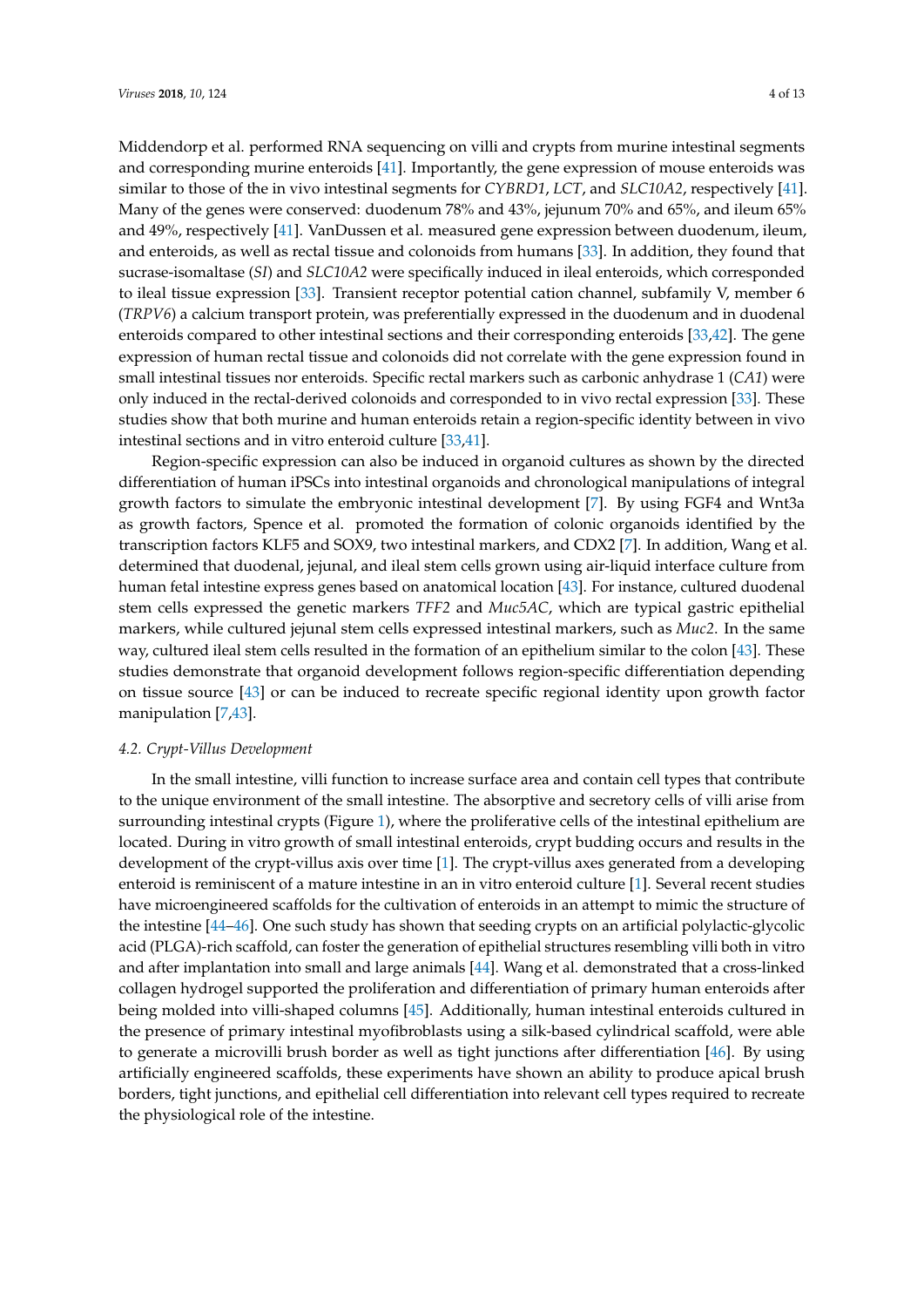Middendorp et al. performed RNA sequencing on villi and crypts from murine intestinal segments and corresponding murine enteroids [41]. Importantly, the gene expression of mouse enteroids was similar to those of the in vivo intestinal segments for *CYBRD1*, *LCT*, and *SLC10A2*, respectively [41]. Many of the genes were conserved: duodenum 78% and 43%, jejunum 70% and 65%, and ileum 65% and 49%, respectively [41]. VanDussen et al. measured gene expression between duodenum, ileum, and enteroids, as well as rectal tissue and colonoids from humans [33]. In addition, they found that sucrase-isomaltase (*SI*) and *SLC10A2* were specifically induced in ileal enteroids, which corresponded to ileal tissue expression [33]. Transient receptor potential cation channel, subfamily V, member 6 (*TRPV6*) a calcium transport protein, was preferentially expressed in the duodenum and in duodenal enteroids compared to other intestinal sections and their corresponding enteroids [33,42]. The gene expression of human rectal tissue and colonoids did not correlate with the gene expression found in small intestinal tissues nor enteroids. Specific rectal markers such as carbonic anhydrase 1 (*CA1*) were only induced in the rectal-derived colonoids and corresponded to in vivo rectal expression [33]. These studies show that both murine and human enteroids retain a region-specific identity between in vivo intestinal sections and in vitro enteroid culture [33,41].

Region-specific expression can also be induced in organoid cultures as shown by the directed differentiation of human iPSCs into intestinal organoids and chronological manipulations of integral growth factors to simulate the embryonic intestinal development [7]. By using FGF4 and Wnt3a as growth factors, Spence et al. promoted the formation of colonic organoids identified by the transcription factors KLF5 and SOX9, two intestinal markers, and CDX2 [7]. In addition, Wang et al. determined that duodenal, jejunal, and ileal stem cells grown using air-liquid interface culture from human fetal intestine express genes based on anatomical location [43]. For instance, cultured duodenal stem cells expressed the genetic markers *TFF2* and *Muc5AC*, which are typical gastric epithelial markers, while cultured jejunal stem cells expressed intestinal markers, such as *Muc2*. In the same way, cultured ileal stem cells resulted in the formation of an epithelium similar to the colon [43]. These studies demonstrate that organoid development follows region-specific differentiation depending on tissue source [43] or can be induced to recreate specific regional identity upon growth factor manipulation [7,43].

### 4.2. Crypt-Villus Development

In the small intestine, villi function to increase surface area and contain cell types that contribute to the unique environment of the small intestine. The absorptive and secretory cells of villi arise from surrounding intestinal crypts (Figure 1), where the proliferative cells of the intestinal epithelium are located. During in vitro growth of small intestinal enteroids, crypt budding occurs and results in the development of the crypt-villus axis over time [1]. The crypt-villus axes generated from a developing enteroid is reminiscent of a mature intestine in an in vitro enteroid culture [1]. Several recent studies have microengineered scaffolds for the cultivation of enteroids in an attempt to mimic the structure of the intestine [44–46]. One such study has shown that seeding crypts on an artificial polylactic-glycolic acid (PLGA)-rich scaffold, can foster the generation of epithelial structures resembling villi both in vitro and after implantation into small and large animals [44]. Wang et al. demonstrated that a cross-linked collagen hydrogel supported the proliferation and differentiation of primary human enteroids after being molded into villi-shaped columns [45]. Additionally, human intestinal enteroids cultured in the presence of primary intestinal myofibroblasts using a silk-based cylindrical scaffold, were able to generate a microvilli brush border as well as tight junctions after differentiation [46]. By using artificially engineered scaffolds, these experiments have shown an ability to produce apical brush borders, tight junctions, and epithelial cell differentiation into relevant cell types required to recreate the physiological role of the intestine.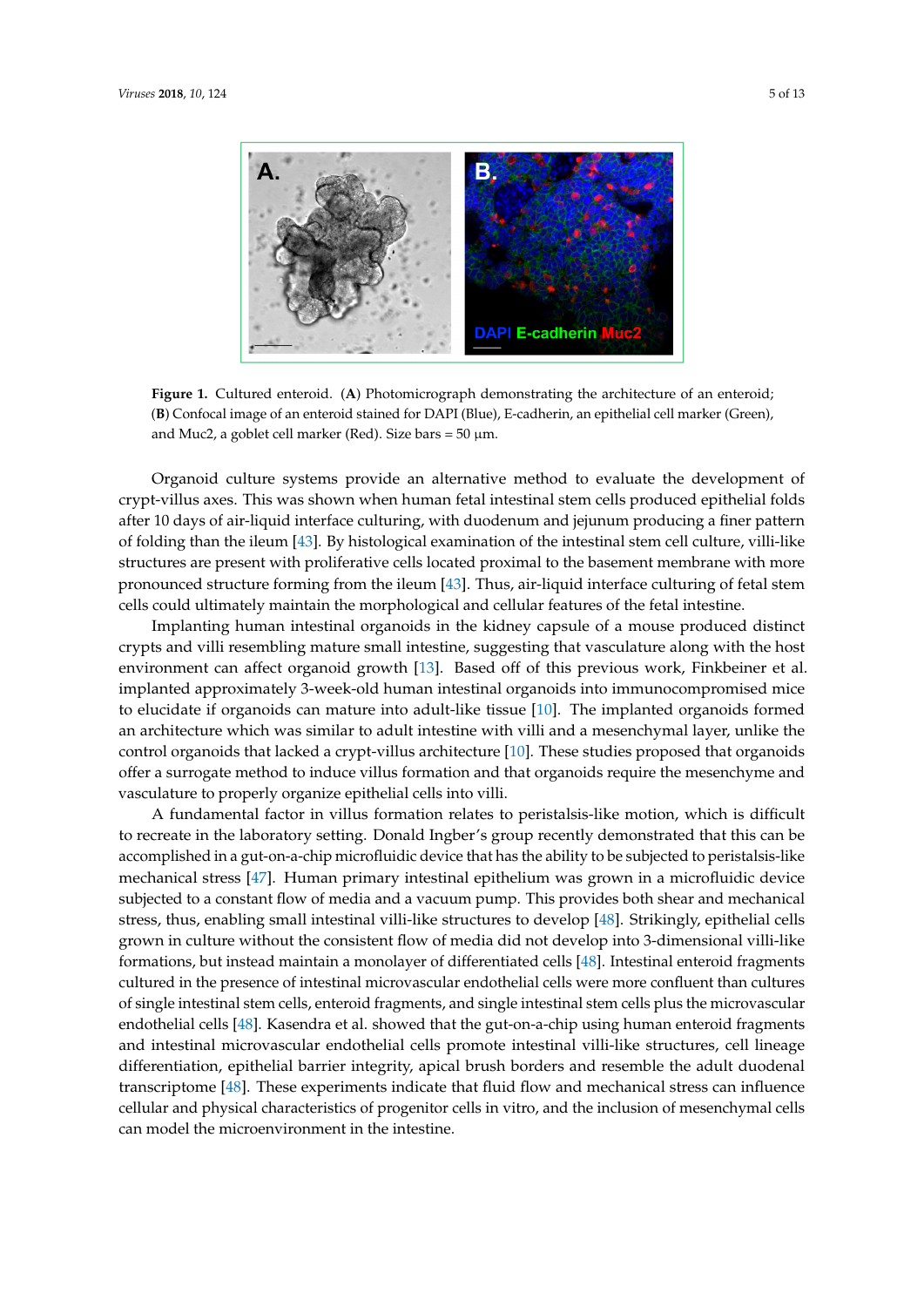**Figure 1.** Cultured enteroid. (**A**) Photomicrograph demonstrating the architecture of an enteroid; (**B**) Confocal image of an enteroid stained for DAPI (Blue), E-cadherin, an epithelial cell marker (Green), and Muc2, a goblet cell marker (Red). Size bars = 50 μm.

Organoid culture systems provide an alternative method to evaluate the development of crypt-villus axes. This was shown when human fetal intestinal stem cells produced epithelial folds after 10 days of air-liquid interface culturing, with duodenum and jejunum producing a finer pattern of folding than the ileum [43]. By histological examination of the intestinal stem cell culture, villi-like structures are present with proliferative cells located proximal to the basement membrane with more pronounced structure forming from the ileum [43]. Thus, air-liquid interface culturing of fetal stem cells could ultimately maintain the morphological and cellular features of the fetal intestine.

Implanting human intestinal organoids in the kidney capsule of a mouse produced distinct crypts and villi resembling mature small intestine, suggesting that vasculature along with the host environment can affect organoid growth [13]. Based off of this previous work, Finkbeiner et al. implanted approximately 3-week-old human intestinal organoids into immunocompromised mice to elucidate if organoids can mature into adult-like tissue [10]. The implanted organoids formed an architecture which was similar to adult intestine with villi and a mesenchymal layer, unlike the control organoids that lacked a crypt-villus architecture [10]. These studies proposed that organoids offer a surrogate method to induce villus formation and that organoids require the mesenchyme and vasculature to properly organize epithelial cells into villi.

A fundamental factor in villus formation relates to peristalsis-like motion, which is difficult to recreate in the laboratory setting. Donald Ingber's group recently demonstrated that this can be accomplished in a gut-on-a-chip microfluidic device that has the ability to be subjected to peristalsis-like mechanical stress [47]. Human primary intestinal epithelium was grown in a microfluidic device subjected to a constant flow of media and a vacuum pump. This provides both shear and mechanical stress, thus, enabling small intestinal villi-like structures to develop [48]. Strikingly, epithelial cells grown in culture without the consistent flow of media did not develop into 3-dimensional villi-like formations, but instead maintain a monolayer of differentiated cells [48]. Intestinal enteroid fragments cultured in the presence of intestinal microvascular endothelial cells were more confluent than cultures of single intestinal stem cells, enteroid fragments, and single intestinal stem cells plus the microvascular endothelial cells [48]. Kasendra et al. showed that the gut-on-a-chip using human enteroid fragments and intestinal microvascular endothelial cells promote intestinal villi-like structures, cell lineage differentiation, epithelial barrier integrity, apical brush borders and resemble the adult duodenal transcriptome [48]. These experiments indicate that fluid flow and mechanical stress can influence cellular and physical characteristics of progenitor cells in vitro, and the inclusion of mesenchymal cells can model the microenvironment in the intestine.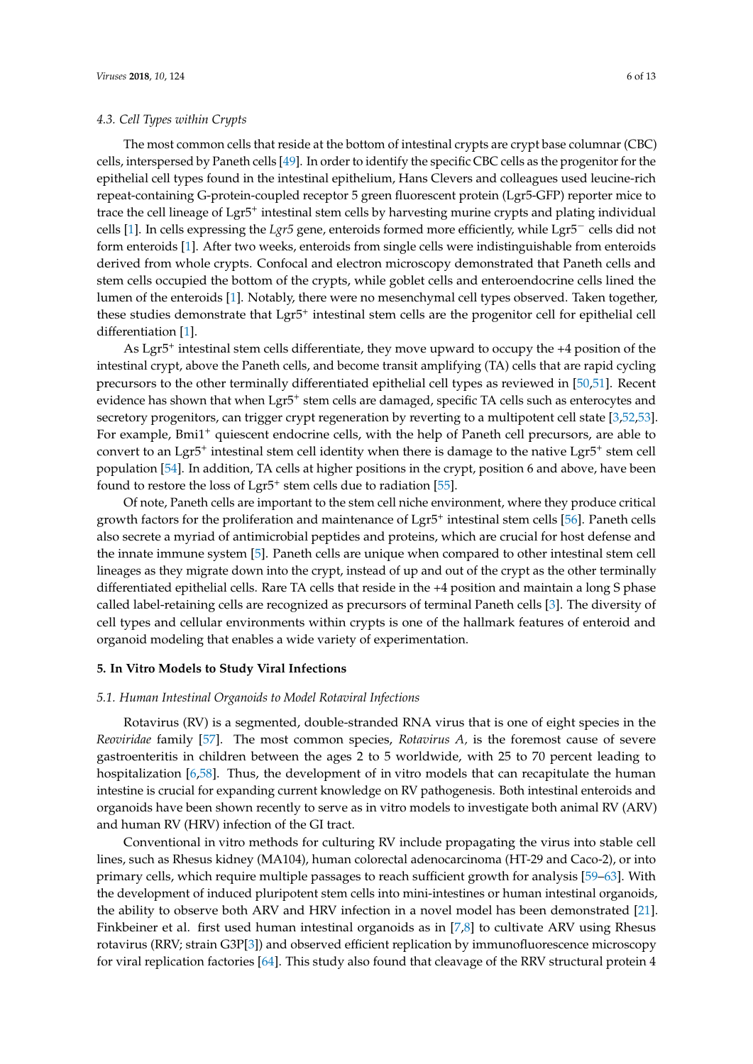### 4.3. Cell Types within Crypts

The most common cells that reside at the bottom of intestinal crypts are crypt base columnar (CBC) cells, interspersed by Paneth cells [49]. In order to identify the specific CBC cells as the progenitor for the epithelial cell types found in the intestinal epithelium, Hans Clevers and colleagues used leucine-rich repeat-containing G-protein-coupled receptor 5 green fluorescent protein (Lgr5-GFP) reporter mice to trace the cell lineage of $Lgr5^+$ intestinal stem cells by harvesting murine crypts and plating individual cells [1]. In cells expressing the *Lgr5* gene, enteroids formed more efficiently, while $Lgr5^-$ cells did not form enteroids [1]. After two weeks, enteroids from single cells were indistinguishable from enteroids derived from whole crypts. Confocal and electron microscopy demonstrated that Paneth cells and stem cells occupied the bottom of the crypts, while goblet cells and enteroendocrine cells lined the lumen of the enteroids [1]. Notably, there were no mesenchymal cell types observed. Taken together, these studies demonstrate that $Lgr5^+$ intestinal stem cells are the progenitor cell for epithelial cell differentiation [1].

As $Lgr5^+$ intestinal stem cells differentiate, they move upward to occupy the +4 position of the intestinal crypt, above the Paneth cells, and become transit amplifying (TA) cells that are rapid cycling precursors to the other terminally differentiated epithelial cell types as reviewed in [50,51]. Recent evidence has shown that when $Lgr5^+$ stem cells are damaged, specific TA cells such as enterocytes and secretory progenitors, can trigger crypt regeneration by reverting to a multipotent cell state [3,52,53]. For example, $Bmi1^+$ quiescent endocrine cells, with the help of Paneth cell precursors, are able to convert to an $Lgr5^+$ intestinal stem cell identity when there is damage to the native $Lgr5^+$ stem cell population [54]. In addition, TA cells at higher positions in the crypt, position 6 and above, have been found to restore the loss of $Lgr5^+$ stem cells due to radiation [55].

Of note, Paneth cells are important to the stem cell niche environment, where they produce critical growth factors for the proliferation and maintenance of $Lgr5^+$ intestinal stem cells [56]. Paneth cells also secrete a myriad of antimicrobial peptides and proteins, which are crucial for host defense and the innate immune system [5]. Paneth cells are unique when compared to other intestinal stem cell lineages as they migrate down into the crypt, instead of up and out of the crypt as the other terminally differentiated epithelial cells. Rare TA cells that reside in the +4 position and maintain a long S phase called label-retaining cells are recognized as precursors of terminal Paneth cells [3]. The diversity of cell types and cellular environments within crypts is one of the hallmark features of enteroid and organoid modeling that enables a wide variety of experimentation.

## 5. In Vitro Models to Study Viral Infections

### 5.1. Human Intestinal Organoids to Model Rotaviral Infections

Rotavirus (RV) is a segmented, double-stranded RNA virus that is one of eight species in the *Reoviridae* family [57]. The most common species, *Rotavirus A*, is the foremost cause of severe gastroenteritis in children between the ages 2 to 5 worldwide, with 25 to 70 percent leading to hospitalization [6,58]. Thus, the development of in vitro models that can recapitulate the human intestine is crucial for expanding current knowledge on RV pathogenesis. Both intestinal enteroids and organoids have been shown recently to serve as in vitro models to investigate both animal RV (ARV) and human RV (HRV) infection of the GI tract.

Conventional in vitro methods for culturing RV include propagating the virus into stable cell lines, such as Rhesus kidney (MA104), human colorectal adenocarcinoma (HT-29 and Caco-2), or into primary cells, which require multiple passages to reach sufficient growth for analysis [59–63]. With the development of induced pluripotent stem cells into mini-intestines or human intestinal organoids, the ability to observe both ARV and HRV infection in a novel model has been demonstrated [21]. Finkbeiner et al. first used human intestinal organoids as in [7,8] to cultivate ARV using Rhesus rotavirus (RRV; strain G3P[3]) and observed efficient replication by immunofluorescence microscopy for viral replication factories [64]. This study also found that cleavage of the RRV structural protein 4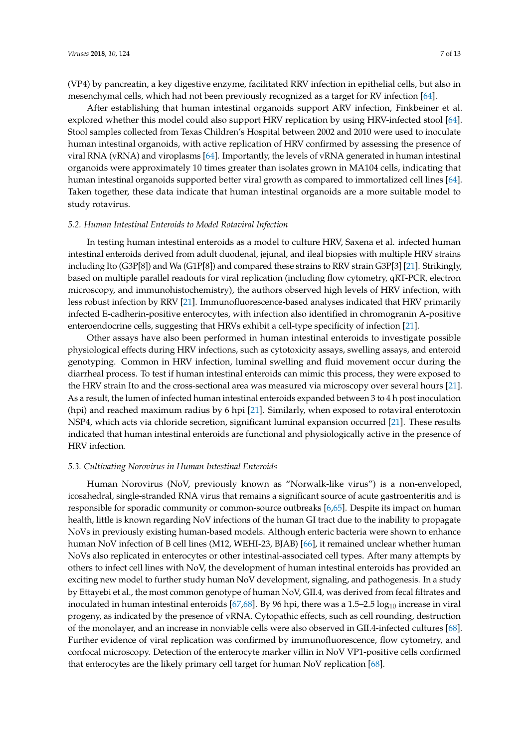(VP4) by pancreatin, a key digestive enzyme, facilitated RRV infection in epithelial cells, but also in mesenchymal cells, which had not been previously recognized as a target for RV infection [64].

After establishing that human intestinal organoids support ARV infection, Finkbeiner et al. explored whether this model could also support HRV replication by using HRV-infected stool [64]. Stool samples collected from Texas Children's Hospital between 2002 and 2010 were used to inoculate human intestinal organoids, with active replication of HRV confirmed by assessing the presence of viral RNA (vRNA) and viroplasms [64]. Importantly, the levels of vRNA generated in human intestinal organoids were approximately 10 times greater than isolates grown in MA104 cells, indicating that human intestinal organoids supported better viral growth as compared to immortalized cell lines [64]. Taken together, these data indicate that human intestinal organoids are a more suitable model to study rotavirus.

### *5.2. Human Intestinal Enteroids to Model Rotaviral Infection*

In testing human intestinal enteroids as a model to culture HRV, Saxena et al. infected human intestinal enteroids derived from adult duodenal, jejunal, and ileal biopsies with multiple HRV strains including Ito (G3P[8]) and Wa (G1P[8]) and compared these strains to RRV strain G3P[3] [21]. Strikingly, based on multiple parallel readouts for viral replication (including flow cytometry, qRT-PCR, electron microscopy, and immunohistochemistry), the authors observed high levels of HRV infection, with less robust infection by RRV [21]. Immunofluorescence-based analyses indicated that HRV primarily infected E-cadherin-positive enterocytes, with infection also identified in chromogranin A-positive enteroendocrine cells, suggesting that HRVs exhibit a cell-type specificity of infection [21].

Other assays have also been performed in human intestinal enteroids to investigate possible physiological effects during HRV infections, such as cytotoxicity assays, swelling assays, and enteroid genotyping. Common in HRV infection, luminal swelling and fluid movement occur during the diarrheal process. To test if human intestinal enteroids can mimic this process, they were exposed to the HRV strain Ito and the cross-sectional area was measured via microscopy over several hours [21]. As a result, the lumen of infected human intestinal enteroids expanded between 3 to 4 h post inoculation (hpi) and reached maximum radius by 6 hpi [21]. Similarly, when exposed to rotaviral enterotoxin NSP4, which acts via chloride secretion, significant luminal expansion occurred [21]. These results indicated that human intestinal enteroids are functional and physiologically active in the presence of HRV infection.

### *5.3. Cultivating Norovirus in Human Intestinal Enteroids*

Human Norovirus (NoV, previously known as "Norwalk-like virus") is a non-enveloped, icosahedral, single-stranded RNA virus that remains a significant source of acute gastroenteritis and is responsible for sporadic community or common-source outbreaks [6,65]. Despite its impact on human health, little is known regarding NoV infections of the human GI tract due to the inability to propagate NoVs in previously existing human-based models. Although enteric bacteria were shown to enhance human NoV infection of B cell lines (M12, WEHI-23, BJAB) [66], it remained unclear whether human NoVs also replicated in enterocytes or other intestinal-associated cell types. After many attempts by others to infect cell lines with NoV, the development of human intestinal enteroids has provided an exciting new model to further study human NoV development, signaling, and pathogenesis. In a study by Ettayebi et al., the most common genotype of human NoV, GII.4, was derived from fecal filtrates and inoculated in human intestinal enteroids [67,68]. By 96 hpi, there was a 1.5–2.5 $\log_{10}$ increase in viral progeny, as indicated by the presence of vRNA. Cytopathic effects, such as cell rounding, destruction of the monolayer, and an increase in nonviable cells were also observed in GII.4-infected cultures [68]. Further evidence of viral replication was confirmed by immunofluorescence, flow cytometry, and confocal microscopy. Detection of the enterocyte marker villin in NoV VP1-positive cells confirmed that enterocytes are the likely primary cell target for human NoV replication [68].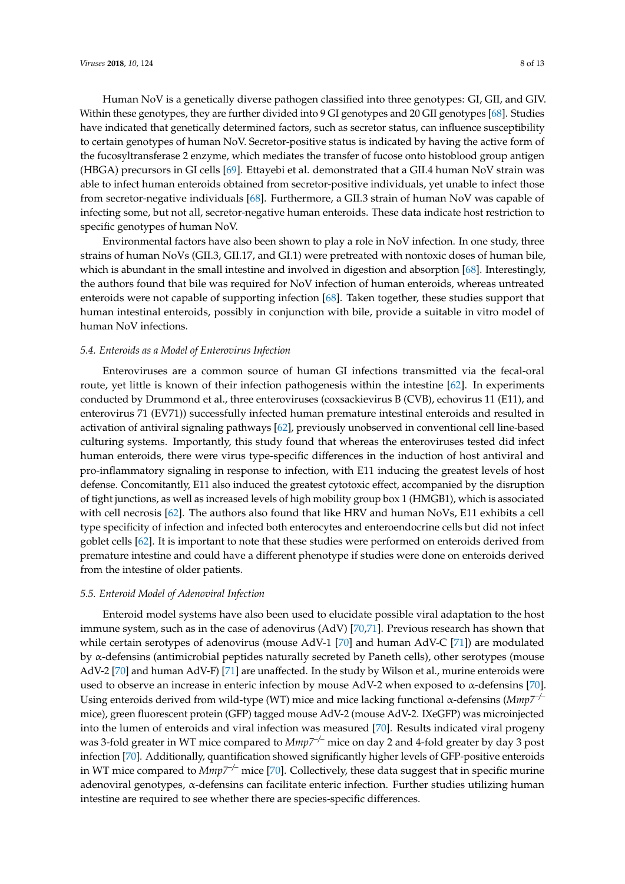Human NoV is a genetically diverse pathogen classified into three genotypes: GI, GII, and GIV. Within these genotypes, they are further divided into 9 GI genotypes and 20 GII genotypes [68]. Studies have indicated that genetically determined factors, such as secretor status, can influence susceptibility to certain genotypes of human NoV. Secretor-positive status is indicated by having the active form of the fucosyltransferase 2 enzyme, which mediates the transfer of fucose onto histoblood group antigen (HBGA) precursors in GI cells [69]. Ettayebi et al. demonstrated that a GII.4 human NoV strain was able to infect human enteroids obtained from secretor-positive individuals, yet unable to infect those from secretor-negative individuals [68]. Furthermore, a GII.3 strain of human NoV was capable of infecting some, but not all, secretor-negative human enteroids. These data indicate host restriction to specific genotypes of human NoV.

Environmental factors have also been shown to play a role in NoV infection. In one study, three strains of human NoVs (GII.3, GII.17, and GI.1) were pretreated with nontoxic doses of human bile, which is abundant in the small intestine and involved in digestion and absorption [68]. Interestingly, the authors found that bile was required for NoV infection of human enteroids, whereas untreated enteroids were not capable of supporting infection [68]. Taken together, these studies support that human intestinal enteroids, possibly in conjunction with bile, provide a suitable in vitro model of human NoV infections.

### *5.4. Enteroids as a Model of Enterovirus Infection*

Enteroviruses are a common source of human GI infections transmitted via the fecal-oral route, yet little is known of their infection pathogenesis within the intestine [62]. In experiments conducted by Drummond et al., three enteroviruses (coxsackievirus B (CVB), echovirus 11 (E11), and enterovirus 71 (EV71)) successfully infected human premature intestinal enteroids and resulted in activation of antiviral signaling pathways [62], previously unobserved in conventional cell line-based culturing systems. Importantly, this study found that whereas the enteroviruses tested did infect human enteroids, there were virus type-specific differences in the induction of host antiviral and pro-inflammatory signaling in response to infection, with E11 inducing the greatest levels of host defense. Concomitantly, E11 also induced the greatest cytotoxic effect, accompanied by the disruption of tight junctions, as well as increased levels of high mobility group box 1 (HMGB1), which is associated with cell necrosis [62]. The authors also found that like HRV and human NoVs, E11 exhibits a cell type specificity of infection and infected both enterocytes and enteroendocrine cells but did not infect goblet cells [62]. It is important to note that these studies were performed on enteroids derived from premature intestine and could have a different phenotype if studies were done on enteroids derived from the intestine of older patients.

### *5.5. Enteroid Model of Adenoviral Infection*

Enteroid model systems have also been used to elucidate possible viral adaptation to the host immune system, such as in the case of adenovirus (AdV) [70,71]. Previous research has shown that while certain serotypes of adenovirus (mouse AdV-1 [70] and human AdV-C [71]) are modulated by α-defensins (antimicrobial peptides naturally secreted by Paneth cells), other serotypes (mouse AdV-2 [70] and human AdV-F) [71] are unaffected. In the study by Wilson et al., murine enteroids were used to observe an increase in enteric infection by mouse AdV-2 when exposed to α-defensins [70]. Using enteroids derived from wild-type (WT) mice and mice lacking functional α-defensins (*Mmp7*$^{-/-}$ mice), green fluorescent protein (GFP) tagged mouse AdV-2 (mouse AdV-2. IXeGFP) was microinjected into the lumen of enteroids and viral infection was measured [70]. Results indicated viral progeny was 3-fold greater in WT mice compared to *Mmp7*$^{-/-}$ mice on day 2 and 4-fold greater by day 3 post infection [70]. Additionally, quantification showed significantly higher levels of GFP-positive enteroids in WT mice compared to *Mmp7*$^{-/-}$ mice [70]. Collectively, these data suggest that in specific murine adenoviral genotypes, α-defensins can facilitate enteric infection. Further studies utilizing human intestine are required to see whether there are species-specific differences.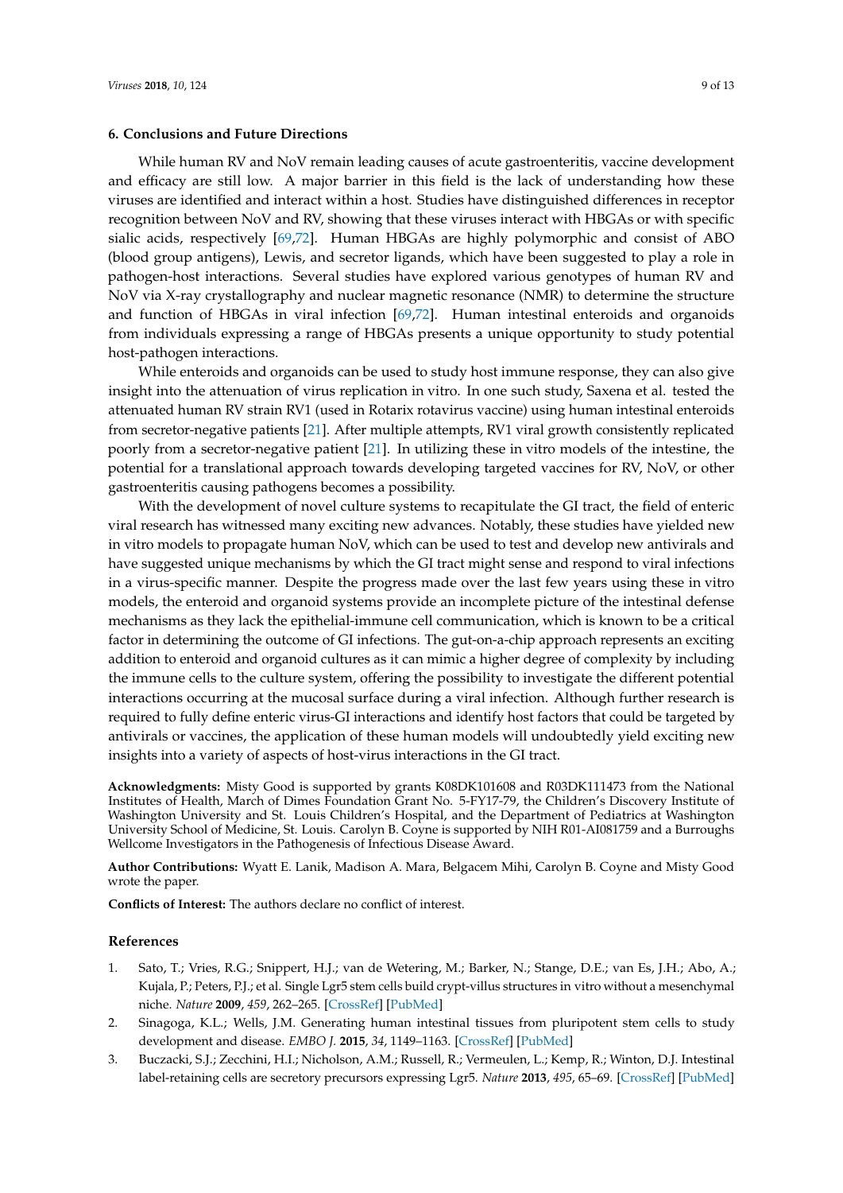## 6. Conclusions and Future Directions

While human RV and NoV remain leading causes of acute gastroenteritis, vaccine development and efficacy are still low. A major barrier in this field is the lack of understanding how these viruses are identified and interact within a host. Studies have distinguished differences in receptor recognition between NoV and RV, showing that these viruses interact with HBGAs or with specific sialic acids, respectively [69,72]. Human HBGAs are highly polymorphic and consist of ABO (blood group antigens), Lewis, and secretor ligands, which have been suggested to play a role in pathogen-host interactions. Several studies have explored various genotypes of human RV and NoV via X-ray crystallography and nuclear magnetic resonance (NMR) to determine the structure and function of HBGAs in viral infection [69,72]. Human intestinal enteroids and organoids from individuals expressing a range of HBGAs presents a unique opportunity to study potential host-pathogen interactions.

While enteroids and organoids can be used to study host immune response, they can also give insight into the attenuation of virus replication in vitro. In one such study, Saxena et al. tested the attenuated human RV strain RV1 (used in Rotarix rotavirus vaccine) using human intestinal enteroids from secretor-negative patients [21]. After multiple attempts, RV1 viral growth consistently replicated poorly from a secretor-negative patient [21]. In utilizing these in vitro models of the intestine, the potential for a translational approach towards developing targeted vaccines for RV, NoV, or other gastroenteritis causing pathogens becomes a possibility.

With the development of novel culture systems to recapitulate the GI tract, the field of enteric viral research has witnessed many exciting new advances. Notably, these studies have yielded new in vitro models to propagate human NoV, which can be used to test and develop new antivirals and have suggested unique mechanisms by which the GI tract might sense and respond to viral infections in a virus-specific manner. Despite the progress made over the last few years using these in vitro models, the enteroid and organoid systems provide an incomplete picture of the intestinal defense mechanisms as they lack the epithelial-immune cell communication, which is known to be a critical factor in determining the outcome of GI infections. The gut-on-a-chip approach represents an exciting addition to enteroid and organoid cultures as it can mimic a higher degree of complexity by including the immune cells to the culture system, offering the possibility to investigate the different potential interactions occurring at the mucosal surface during a viral infection. Although further research is required to fully define enteric virus-GI interactions and identify host factors that could be targeted by antivirals or vaccines, the application of these human models will undoubtedly yield exciting new insights into a variety of aspects of host-virus interactions in the GI tract.

**Acknowledgments:** Misty Good is supported by grants K08DK101608 and R03DK111473 from the National Institutes of Health, March of Dimes Foundation Grant No. 5-FY17-79, the Children's Discovery Institute of Washington University and St. Louis Children's Hospital, and the Department of Pediatrics at Washington University School of Medicine, St. Louis. Carolyn B. Coyne is supported by NIH R01-AI081759 and a Burroughs Wellcome Investigators in the Pathogenesis of Infectious Disease Award.

**Author Contributions:** Wyatt E. Lanik, Madison A. Mara, Belgacem Mihi, Carolyn B. Coyne and Misty Good wrote the paper.

**Conflicts of Interest:** The authors declare no conflict of interest.

## References

1. Sato, T.; Vries, R.G.; Snippert, H.J.; van de Wetering, M.; Barker, N.; Stange, D.E.; van Es, J.H.; Abo, A.; Kujala, P.; Peters, P.J.; et al. Single Lgr5 stem cells build crypt-villus structures in vitro without a mesenchymal niche. *Nature* **2009**, *459*, 262–265. [CrossRef] [PubMed]
2. Sinagoga, K.L.; Wells, J.M. Generating human intestinal tissues from pluripotent stem cells to study development and disease. *EMBO J.* **2015**, *34*, 1149–1163. [CrossRef] [PubMed]
3. Buczacki, S.J.; Zecchini, H.I.; Nicholson, A.M.; Russell, R.; Vermeulen, L.; Kemp, R.; Winton, D.J. Intestinal label-retaining cells are secretory precursors expressing Lgr5. *Nature* **2013**, *495*, 65–69. [CrossRef] [PubMed]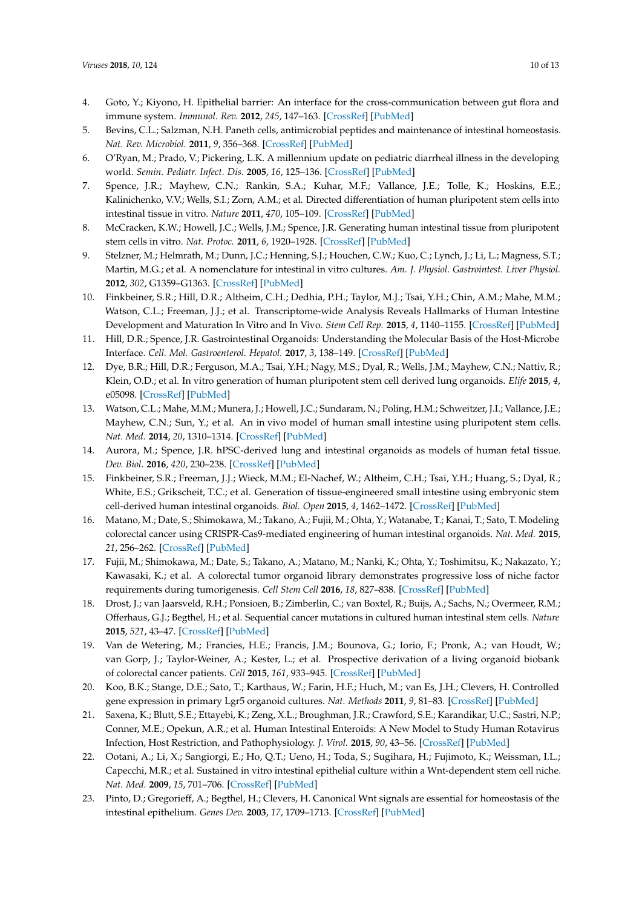4. Goto, Y.; Kiyono, H. Epithelial barrier: An interface for the cross-communication between gut flora and immune system. *Immunol. Rev.* **2012**, *245*, 147–163. [CrossRef] [PubMed]
5. Bevins, C.L.; Salzman, N.H. Paneth cells, antimicrobial peptides and maintenance of intestinal homeostasis. *Nat. Rev. Microbiol.* **2011**, *9*, 356–368. [CrossRef] [PubMed]
6. O'Ryan, M.; Prado, V.; Pickering, L.K. A millennium update on pediatric diarrheal illness in the developing world. *Semin. Pediatr. Infect. Dis.* **2005**, *16*, 125–136. [CrossRef] [PubMed]
7. Spence, J.R.; Mayhew, C.N.; Rankin, S.A.; Kuhar, M.F.; Vallance, J.E.; Tolle, K.; Hoskins, E.E.; Kalinichenko, V.V.; Wells, S.I.; Zorn, A.M.; et al. Directed differentiation of human pluripotent stem cells into intestinal tissue in vitro. *Nature* **2011**, *470*, 105–109. [CrossRef] [PubMed]
8. McCracken, K.W.; Howell, J.C.; Wells, J.M.; Spence, J.R. Generating human intestinal tissue from pluripotent stem cells in vitro. *Nat. Protoc.* **2011**, *6*, 1920–1928. [CrossRef] [PubMed]
9. Stelzner, M.; Helmrath, M.; Dunn, J.C.; Henning, S.J.; Houchen, C.W.; Kuo, C.; Lynch, J.; Li, L.; Magness, S.T.; Martin, M.G.; et al. A nomenclature for intestinal in vitro cultures. *Am. J. Physiol. Gastrointest. Liver Physiol.* **2012**, *302*, G1359–G1363. [CrossRef] [PubMed]
10. Finkbeiner, S.R.; Hill, D.R.; Altheim, C.H.; Dedhia, P.H.; Taylor, M.J.; Tsai, Y.H.; Chin, A.M.; Mahe, M.M.; Watson, C.L.; Freeman, J.J.; et al. Transcriptome-wide Analysis Reveals Hallmarks of Human Intestine Development and Maturation In Vitro and In Vivo. *Stem Cell Rep.* **2015**, *4*, 1140–1155. [CrossRef] [PubMed]
11. Hill, D.R.; Spence, J.R. Gastrointestinal Organoids: Understanding the Molecular Basis of the Host-Microbe Interface. *Cell. Mol. Gastroenterol. Hepatol.* **2017**, *3*, 138–149. [CrossRef] [PubMed]
12. Dye, B.R.; Hill, D.R.; Ferguson, M.A.; Tsai, Y.H.; Nagy, M.S.; Dyal, R.; Wells, J.M.; Mayhew, C.N.; Nattiv, R.; Klein, O.D.; et al. In vitro generation of human pluripotent stem cell derived lung organoids. *Elife* **2015**, *4*, e05098. [CrossRef] [PubMed]
13. Watson, C.L.; Mahe, M.M.; Munera, J.; Howell, J.C.; Sundaram, N.; Poling, H.M.; Schweitzer, J.I.; Vallance, J.E.; Mayhew, C.N.; Sun, Y.; et al. An in vivo model of human small intestine using pluripotent stem cells. *Nat. Med.* **2014**, *20*, 1310–1314. [CrossRef] [PubMed]
14. Aurora, M.; Spence, J.R. hPSC-derived lung and intestinal organoids as models of human fetal tissue. *Dev. Biol.* **2016**, *420*, 230–238. [CrossRef] [PubMed]
15. Finkbeiner, S.R.; Freeman, J.J.; Wieck, M.M.; El-Nachef, W.; Altheim, C.H.; Tsai, Y.H.; Huang, S.; Dyal, R.; White, E.S.; Grikscheit, T.C.; et al. Generation of tissue-engineered small intestine using embryonic stem cell-derived human intestinal organoids. *Biol. Open* **2015**, *4*, 1462–1472. [CrossRef] [PubMed]
16. Matano, M.; Date, S.; Shimokawa, M.; Takano, A.; Fujii, M.; Ohta, Y.; Watanabe, T.; Kanai, T.; Sato, T. Modeling colorectal cancer using CRISPR-Cas9-mediated engineering of human intestinal organoids. *Nat. Med.* **2015**, *21*, 256–262. [CrossRef] [PubMed]
17. Fujii, M.; Shimokawa, M.; Date, S.; Takano, A.; Matano, M.; Nanki, K.; Ohta, Y.; Toshimitsu, K.; Nakazato, Y.; Kawasaki, K.; et al. A colorectal tumor organoid library demonstrates progressive loss of niche factor requirements during tumorigenesis. *Cell Stem Cell* **2016**, *18*, 827–838. [CrossRef] [PubMed]
18. Drost, J.; van Jaarsveld, R.H.; Ponsioen, B.; Zimberlin, C.; van Boxtel, R.; Buijs, A.; Sachs, N.; Overmeer, R.M.; Offerhaus, G.J.; Begthel, H.; et al. Sequential cancer mutations in cultured human intestinal stem cells. *Nature* **2015**, *521*, 43–47. [CrossRef] [PubMed]
19. Van de Wetering, M.; Francies, H.E.; Francis, J.M.; Bounova, G.; Iorio, F.; Pronk, A.; van Houdt, W.; van Gorp, J.; Taylor-Weiner, A.; Kester, L.; et al. Prospective derivation of a living organoid biobank of colorectal cancer patients. *Cell* **2015**, *161*, 933–945. [CrossRef] [PubMed]
20. Koo, B.K.; Stange, D.E.; Sato, T.; Karthaus, W.; Farin, H.F.; Huch, M.; van Es, J.H.; Clevers, H. Controlled gene expression in primary Lgr5 organoid cultures. *Nat. Methods* **2011**, *9*, 81–83. [CrossRef] [PubMed]
21. Saxena, K.; Blutt, S.E.; Ettayebi, K.; Zeng, X.L.; Broughman, J.R.; Crawford, S.E.; Karandikar, U.C.; Sastri, N.P.; Conner, M.E.; Opekun, A.R.; et al. Human Intestinal Enteroids: A New Model to Study Human Rotavirus Infection, Host Restriction, and Pathophysiology. *J. Virol.* **2015**, *90*, 43–56. [CrossRef] [PubMed]
22. Ootani, A.; Li, X.; Sangiorgi, E.; Ho, Q.T.; Ueno, H.; Toda, S.; Sugihara, H.; Fujimoto, K.; Weissman, I.L.; Capecchi, M.R.; et al. Sustained in vitro intestinal epithelial culture within a Wnt-dependent stem cell niche. *Nat. Med.* **2009**, *15*, 701–706. [CrossRef] [PubMed]
23. Pinto, D.; Gregorieff, A.; Begthel, H.; Clevers, H. Canonical Wnt signals are essential for homeostasis of the intestinal epithelium. *Genes Dev.* **2003**, *17*, 1709–1713. [CrossRef] [PubMed]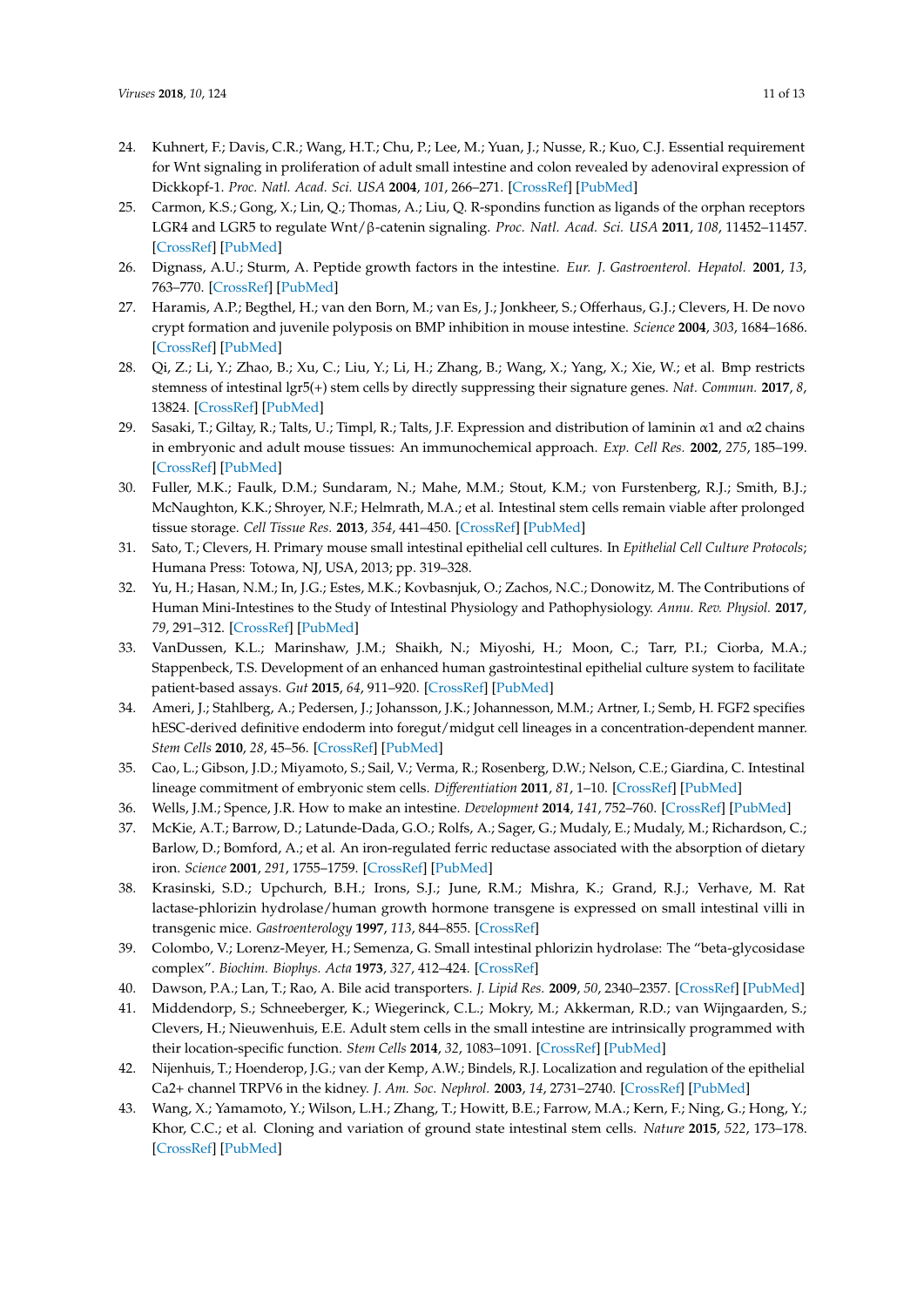24. Kuhnert, F.; Davis, C.R.; Wang, H.T.; Chu, P.; Lee, M.; Yuan, J.; Nusse, R.; Kuo, C.J. Essential requirement for Wnt signaling in proliferation of adult small intestine and colon revealed by adenoviral expression of Dickkopf-1. *Proc. Natl. Acad. Sci. USA* **2004**, *101*, 266–271. [CrossRef] [PubMed]
25. Carmon, K.S.; Gong, X.; Lin, Q.; Thomas, A.; Liu, Q. R-spondins function as ligands of the orphan receptors LGR4 and LGR5 to regulate Wnt/β-catenin signaling. *Proc. Natl. Acad. Sci. USA* **2011**, *108*, 11452–11457. [CrossRef] [PubMed]
26. Dignass, A.U.; Sturm, A. Peptide growth factors in the intestine. *Eur. J. Gastroenterol. Hepatol.* **2001**, *13*, 763–770. [CrossRef] [PubMed]
27. Haramis, A.P.; Begthel, H.; van den Born, M.; van Es, J.; Jonkheer, S.; Offerhaus, G.J.; Clevers, H. De novo crypt formation and juvenile polyposis on BMP inhibition in mouse intestine. *Science* **2004**, *303*, 1684–1686. [CrossRef] [PubMed]
28. Qi, Z.; Li, Y.; Zhao, B.; Xu, C.; Liu, Y.; Li, H.; Zhang, B.; Wang, X.; Yang, X.; Xie, W.; et al. Bmp restricts stemness of intestinal lgr5(+) stem cells by directly suppressing their signature genes. *Nat. Commun.* **2017**, *8*, 13824. [CrossRef] [PubMed]
29. Sasaki, T.; Giltay, R.; Talts, U.; Timpl, R.; Talts, J.F. Expression and distribution of laminin α1 and α2 chains in embryonic and adult mouse tissues: An immunochemical approach. *Exp. Cell Res.* **2002**, *275*, 185–199. [CrossRef] [PubMed]
30. Fuller, M.K.; Faulk, D.M.; Sundaram, N.; Mahe, M.M.; Stout, K.M.; von Furstenberg, R.J.; Smith, B.J.; McNaughton, K.K.; Shroyer, N.F.; Helmrath, M.A.; et al. Intestinal stem cells remain viable after prolonged tissue storage. *Cell Tissue Res.* **2013**, *354*, 441–450. [CrossRef] [PubMed]
31. Sato, T.; Clevers, H. Primary mouse small intestinal epithelial cell cultures. In *Epithelial Cell Culture Protocols*; Humana Press: Totowa, NJ, USA, 2013; pp. 319–328.
32. Yu, H.; Hasan, N.M.; In, J.G.; Estes, M.K.; Kovbasnjuk, O.; Zachos, N.C.; Donowitz, M. The Contributions of Human Mini-Intestines to the Study of Intestinal Physiology and Pathophysiology. *Annu. Rev. Physiol.* **2017**, *79*, 291–312. [CrossRef] [PubMed]
33. VanDussen, K.L.; Marinshaw, J.M.; Shaikh, N.; Miyoshi, H.; Moon, C.; Tarr, P.I.; Ciorba, M.A.; Stappenbeck, T.S. Development of an enhanced human gastrointestinal epithelial culture system to facilitate patient-based assays. *Gut* **2015**, *64*, 911–920. [CrossRef] [PubMed]
34. Ameri, J.; Stahlberg, A.; Pedersen, J.; Johansson, J.K.; Johannesson, M.M.; Artner, I.; Semb, H. FGF2 specifies hESC-derived definitive endoderm into foregut/midgut cell lineages in a concentration-dependent manner. *Stem Cells* **2010**, *28*, 45–56. [CrossRef] [PubMed]
35. Cao, L.; Gibson, J.D.; Miyamoto, S.; Sail, V.; Verma, R.; Rosenberg, D.W.; Nelson, C.E.; Giardina, C. Intestinal lineage commitment of embryonic stem cells. *Differentiation* **2011**, *81*, 1–10. [CrossRef] [PubMed]
36. Wells, J.M.; Spence, J.R. How to make an intestine. *Development* **2014**, *141*, 752–760. [CrossRef] [PubMed]
37. McKie, A.T.; Barrow, D.; Latunde-Dada, G.O.; Rolfs, A.; Sager, G.; Mudaly, E.; Mudaly, M.; Richardson, C.; Barlow, D.; Bomford, A.; et al. An iron-regulated ferric reductase associated with the absorption of dietary iron. *Science* **2001**, *291*, 1755–1759. [CrossRef] [PubMed]
38. Krasinski, S.D.; Upchurch, B.H.; Irons, S.J.; June, R.M.; Mishra, K.; Grand, R.J.; Verhave, M. Rat lactase-phlorizin hydrolase/human growth hormone transgene is expressed on small intestinal villi in transgenic mice. *Gastroenterology* **1997**, *113*, 844–855. [CrossRef]
39. Colombo, V.; Lorenz-Meyer, H.; Semenza, G. Small intestinal phlorizin hydrolase: The "beta-glycosidase complex". *Biochim. Biophys. Acta* **1973**, *327*, 412–424. [CrossRef]
40. Dawson, P.A.; Lan, T.; Rao, A. Bile acid transporters. *J. Lipid Res.* **2009**, *50*, 2340–2357. [CrossRef] [PubMed]
41. Middendorp, S.; Schneeberger, K.; Wiegerinck, C.L.; Mokry, M.; Akkerman, R.D.; van Wijngaarden, S.; Clevers, H.; Nieuwenhuis, E.E. Adult stem cells in the small intestine are intrinsically programmed with their location-specific function. *Stem Cells* **2014**, *32*, 1083–1091. [CrossRef] [PubMed]
42. Nijenhuis, T.; Hoenderop, J.G.; van der Kemp, A.W.; Bindels, R.J. Localization and regulation of the epithelial Ca2+ channel TRPV6 in the kidney. *J. Am. Soc. Nephrol.* **2003**, *14*, 2731–2740. [CrossRef] [PubMed]
43. Wang, X.; Yamamoto, Y.; Wilson, L.H.; Zhang, T.; Howitt, B.E.; Farrow, M.A.; Kern, F.; Ning, G.; Hong, Y.; Khor, C.C.; et al. Cloning and variation of ground state intestinal stem cells. *Nature* **2015**, *522*, 173–178. [CrossRef] [PubMed]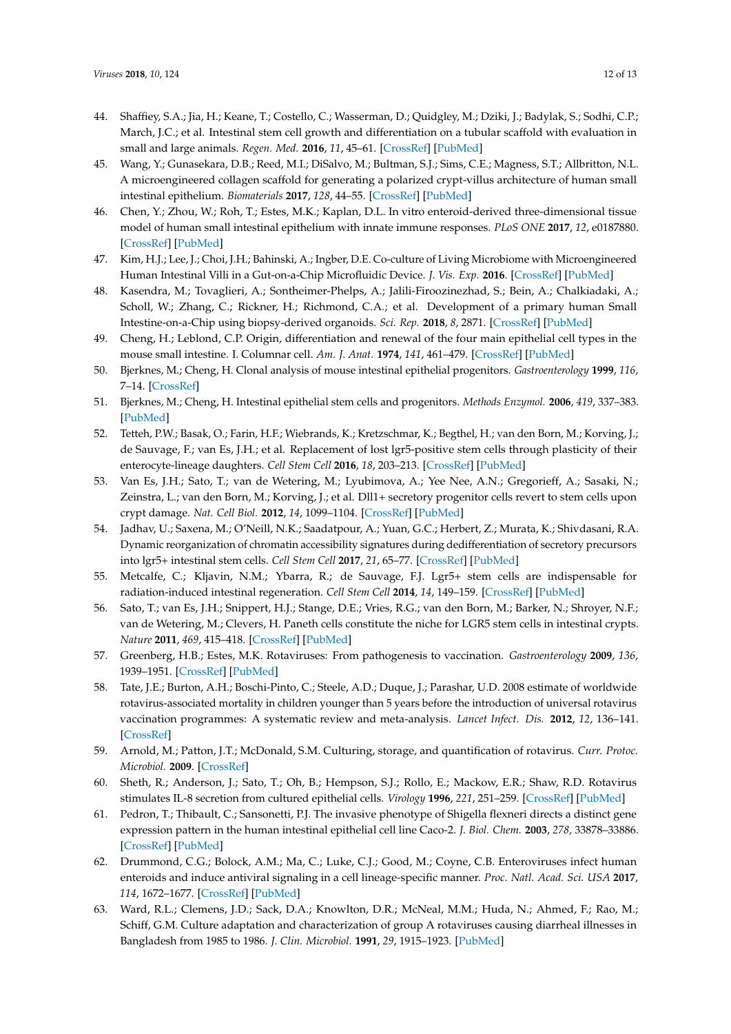44. Shaffiey, S.A.; Jia, H.; Keane, T.; Costello, C.; Wasserman, D.; Quidgley, M.; Dziki, J.; Badylak, S.; Sodhi, C.P.; March, J.C.; et al. Intestinal stem cell growth and differentiation on a tubular scaffold with evaluation in small and large animals. *Regen. Med.* **2016**, *11*, 45–61. [CrossRef] [PubMed]
45. Wang, Y.; Gunasekara, D.B.; Reed, M.I.; DiSalvo, M.; Bultman, S.J.; Sims, C.E.; Magness, S.T.; Allbritton, N.L. A microengineered collagen scaffold for generating a polarized crypt-villus architecture of human small intestinal epithelium. *Biomaterials* **2017**, *128*, 44–55. [CrossRef] [PubMed]
46. Chen, Y.; Zhou, W.; Roh, T.; Estes, M.K.; Kaplan, D.L. In vitro enteroid-derived three-dimensional tissue model of human small intestinal epithelium with innate immune responses. *PLoS ONE* **2017**, *12*, e0187880. [CrossRef] [PubMed]
47. Kim, H.J.; Lee, J.; Choi, J.H.; Bahinski, A.; Ingber, D.E. Co-culture of Living Microbiome with Microengineered Human Intestinal Villi in a Gut-on-a-Chip Microfluidic Device. *J. Vis. Exp.* **2016**. [CrossRef] [PubMed]
48. Kasendra, M.; Tovaglieri, A.; Sontheimer-Phelps, A.; Jalili-Firoozinezhad, S.; Bein, A.; Chalkiadaki, A.; Scholl, W.; Zhang, C.; Rickner, H.; Richmond, C.A.; et al. Development of a primary human Small Intestine-on-a-Chip using biopsy-derived organoids. *Sci. Rep.* **2018**, *8*, 2871. [CrossRef] [PubMed]
49. Cheng, H.; Leblond, C.P. Origin, differentiation and renewal of the four main epithelial cell types in the mouse small intestine. I. Columnar cell. *Am. J. Anat.* **1974**, *141*, 461–479. [CrossRef] [PubMed]
50. Bjerknes, M.; Cheng, H. Clonal analysis of mouse intestinal epithelial progenitors. *Gastroenterology* **1999**, *116*, 7–14. [CrossRef]
51. Bjerknes, M.; Cheng, H. Intestinal epithelial stem cells and progenitors. *Methods Enzymol.* **2006**, *419*, 337–383. [PubMed]
52. Tetteh, P.W.; Basak, O.; Farin, H.F.; Wiebrands, K.; Kretzschmar, K.; Begthel, H.; van den Born, M.; Korving, J.; de Sauvage, F.; van Es, J.H.; et al. Replacement of lost lgr5-positive stem cells through plasticity of their enterocyte-lineage daughters. *Cell Stem Cell* **2016**, *18*, 203–213. [CrossRef] [PubMed]
53. Van Es, J.H.; Sato, T.; van de Wetering, M.; Lyubimova, A.; Yee Nee, A.N.; Gregorieff, A.; Sasaki, N.; Zeinstra, L.; van den Born, M.; Korving, J.; et al. Dll1+ secretory progenitor cells revert to stem cells upon crypt damage. *Nat. Cell Biol.* **2012**, *14*, 1099–1104. [CrossRef] [PubMed]
54. Jadhav, U.; Saxena, M.; O'Neill, N.K.; Saadatpour, A.; Yuan, G.C.; Herbert, Z.; Murata, K.; Shivdasani, R.A. Dynamic reorganization of chromatin accessibility signatures during dedifferentiation of secretory precursors into lgr5+ intestinal stem cells. *Cell Stem Cell* **2017**, *21*, 65–77. [CrossRef] [PubMed]
55. Metcalfe, C.; Kljavin, N.M.; Ybarra, R.; de Sauvage, F.J. Lgr5+ stem cells are indispensable for radiation-induced intestinal regeneration. *Cell Stem Cell* **2014**, *14*, 149–159. [CrossRef] [PubMed]
56. Sato, T.; van Es, J.H.; Snippert, H.J.; Stange, D.E.; Vries, R.G.; van den Born, M.; Barker, N.; Shroyer, N.F.; van de Wetering, M.; Clevers, H. Paneth cells constitute the niche for LGR5 stem cells in intestinal crypts. *Nature* **2011**, *469*, 415–418. [CrossRef] [PubMed]
57. Greenberg, H.B.; Estes, M.K. Rotaviruses: From pathogenesis to vaccination. *Gastroenterology* **2009**, *136*, 1939–1951. [CrossRef] [PubMed]
58. Tate, J.E.; Burton, A.H.; Boschi-Pinto, C.; Steele, A.D.; Duque, J.; Parashar, U.D. 2008 estimate of worldwide rotavirus-associated mortality in children younger than 5 years before the introduction of universal rotavirus vaccination programmes: A systematic review and meta-analysis. *Lancet Infect. Dis.* **2012**, *12*, 136–141. [CrossRef]
59. Arnold, M.; Patton, J.T.; McDonald, S.M. Culturing, storage, and quantification of rotavirus. *Curr. Protoc. Microbiol.* **2009**. [CrossRef]
60. Sheth, R.; Anderson, J.; Sato, T.; Oh, B.; Hempson, S.J.; Rollo, E.; Mackow, E.R.; Shaw, R.D. Rotavirus stimulates IL-8 secretion from cultured epithelial cells. *Virology* **1996**, *221*, 251–259. [CrossRef] [PubMed]
61. Pedron, T.; Thibault, C.; Sansonetti, P.J. The invasive phenotype of Shigella flexneri directs a distinct gene expression pattern in the human intestinal epithelial cell line Caco-2. *J. Biol. Chem.* **2003**, *278*, 33878–33886. [CrossRef] [PubMed]
62. Drummond, C.G.; Bolock, A.M.; Ma, C.; Luke, C.J.; Good, M.; Coyne, C.B. Enteroviruses infect human enteroids and induce antiviral signaling in a cell lineage-specific manner. *Proc. Natl. Acad. Sci. USA* **2017**, *114*, 1672–1677. [CrossRef] [PubMed]
63. Ward, R.L.; Clemens, J.D.; Sack, D.A.; Knowlton, D.R.; McNeal, M.M.; Huda, N.; Ahmed, F.; Rao, M.; Schiff, G.M. Culture adaptation and characterization of group A rotaviruses causing diarrheal illnesses in Bangladesh from 1985 to 1986. *J. Clin. Microbiol.* **1991**, *29*, 1915–1923. [PubMed]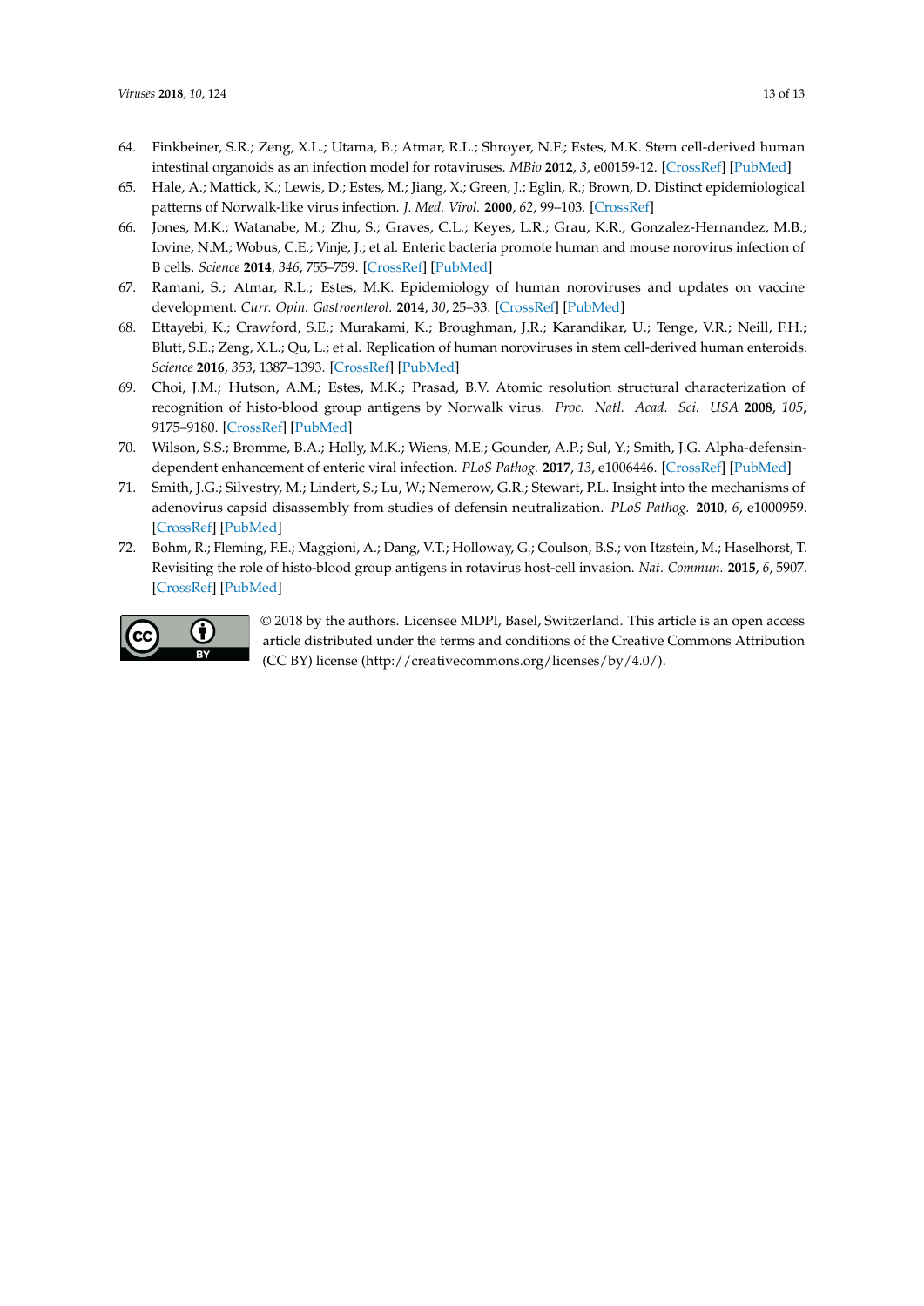64. Finkbeiner, S.R.; Zeng, X.L.; Utama, B.; Atmar, R.L.; Shroyer, N.F.; Estes, M.K. Stem cell-derived human intestinal organoids as an infection model for rotaviruses. *MBio* **2012**, *3*, e00159-12. [CrossRef] [PubMed]
65. Hale, A.; Mattick, K.; Lewis, D.; Estes, M.; Jiang, X.; Green, J.; Eglin, R.; Brown, D. Distinct epidemiological patterns of Norwalk-like virus infection. *J. Med. Virol.* **2000**, *62*, 99–103. [CrossRef]
66. Jones, M.K.; Watanabe, M.; Zhu, S.; Graves, C.L.; Keyes, L.R.; Grau, K.R.; Gonzalez-Hernandez, M.B.; Iovine, N.M.; Wobus, C.E.; Vinje, J.; et al. Enteric bacteria promote human and mouse norovirus infection of B cells. *Science* **2014**, *346*, 755–759. [CrossRef] [PubMed]
67. Ramani, S.; Atmar, R.L.; Estes, M.K. Epidemiology of human noroviruses and updates on vaccine development. *Curr. Opin. Gastroenterol.* **2014**, *30*, 25–33. [CrossRef] [PubMed]
68. Ettayebi, K.; Crawford, S.E.; Murakami, K.; Broughman, J.R.; Karandikar, U.; Tenge, V.R.; Neill, F.H.; Blutt, S.E.; Zeng, X.L.; Qu, L.; et al. Replication of human noroviruses in stem cell-derived human enteroids. *Science* **2016**, *353*, 1387–1393. [CrossRef] [PubMed]
69. Choi, J.M.; Hutson, A.M.; Estes, M.K.; Prasad, B.V. Atomic resolution structural characterization of recognition of histo-blood group antigens by Norwalk virus. *Proc. Natl. Acad. Sci. USA* **2008**, *105*, 9175–9180. [CrossRef] [PubMed]
70. Wilson, S.S.; Bromme, B.A.; Holly, M.K.; Wiens, M.E.; Gounder, A.P.; Sul, Y.; Smith, J.G. Alpha-defensin-dependent enhancement of enteric viral infection. *PLoS Pathog.* **2017**, *13*, e1006446. [CrossRef] [PubMed]
71. Smith, J.G.; Silvestry, M.; Lindert, S.; Lu, W.; Nemerow, G.R.; Stewart, P.L. Insight into the mechanisms of adenovirus capsid disassembly from studies of defensin neutralization. *PLoS Pathog.* **2010**, *6*, e1000959. [CrossRef] [PubMed]
72. Bohm, R.; Fleming, F.E.; Maggioni, A.; Dang, V.T.; Holloway, G.; Coulson, B.S.; von Itzstein, M.; Haselhorst, T. Revisiting the role of histo-blood group antigens in rotavirus host-cell invasion. *Nat. Commun.* **2015**, *6*, 5907. [CrossRef] [PubMed]

© 2018 by the authors. Licensee MDPI, Basel, Switzerland. This article is an open access article distributed under the terms and conditions of the Creative Commons Attribution (CC BY) license (http://creativecommons.org/licenses/by/4.0/).